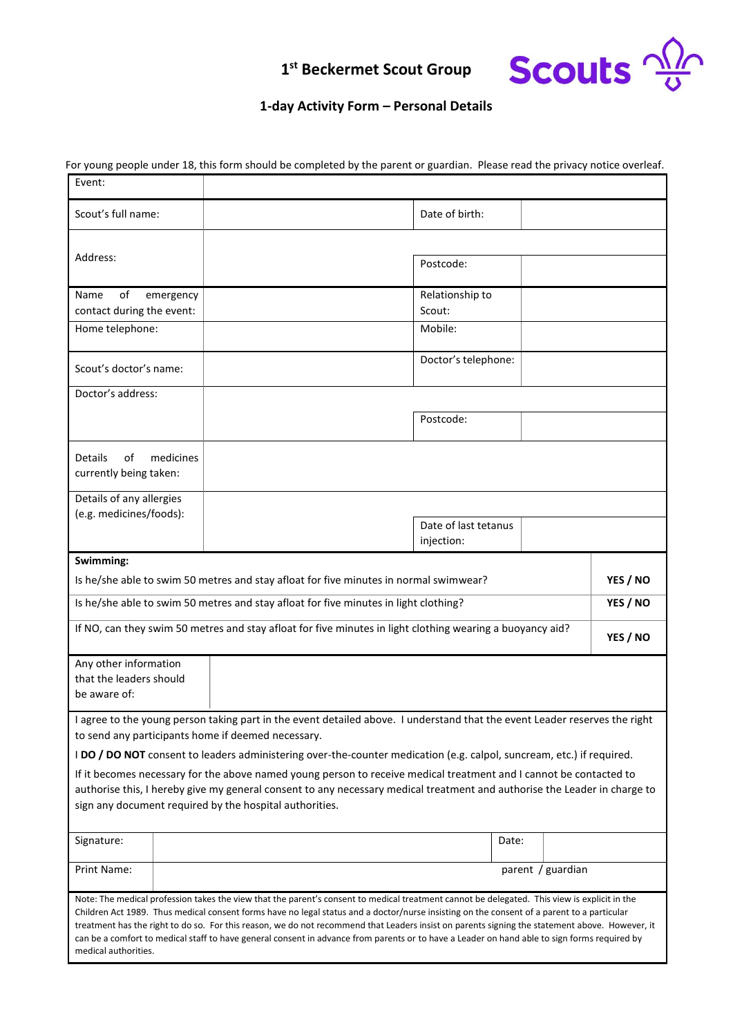# 1[st] Beckermet Scout Group

Scouts

## 1-day Activity Form – Personal Details

For young people under 18, this form should be completed by the parent or guardian. Please read the privacy notice overleaf.

| | | | |
|---|---|---|---|
| Event: | | | |
| Scout's full name: | | Date of birth: | |
| Address: | | Postcode: | |
| Name of emergency contact during the event: | | Relationship to Scout: | |
| Home telephone: | | Mobile: | |
| Scout's doctor's name: | | Doctor's telephone: | |
| Doctor's address: | | Postcode: | |
| Details of medicines currently being taken: | | | |
| Details of any allergies (e.g. medicines/foods): | | Date of last tetanus injection: | |

| Swimming: | |
|---|---|
| Is he/she able to swim 50 metres and stay afloat for five minutes in normal swimwear? | **YES / NO** |
| Is he/she able to swim 50 metres and stay afloat for five minutes in light clothing? | **YES / NO** |
| If NO, can they swim 50 metres and stay afloat for five minutes in light clothing wearing a buoyancy aid? | **YES / NO** |

| | |
|---|---|
| Any other information that the leaders should be aware of: | |

I agree to the young person taking part in the event detailed above. I understand that the event Leader reserves the right to send any participants home if deemed necessary.

I **DO / DO NOT** consent to leaders administering over-the-counter medication (e.g. calpol, suncream, etc.) if required.

If it becomes necessary for the above named young person to receive medical treatment and I cannot be contacted to authorise this, I hereby give my general consent to any necessary medical treatment and authorise the Leader in charge to sign any document required by the hospital authorities.

| | | | |
|---|---|---|---|
| Signature: | | Date: | |
| Print Name: | | parent / guardian | |

Note: The medical profession takes the view that the parent's consent to medical treatment cannot be delegated. This view is explicit in the Children Act 1989. Thus medical consent forms have no legal status and a doctor/nurse insisting on the consent of a parent to a particular treatment has the right to do so. For this reason, we do not recommend that Leaders insist on parents signing the statement above. However, it can be a comfort to medical staff to have general consent in advance from parents or to have a Leader on hand able to sign forms required by medical authorities.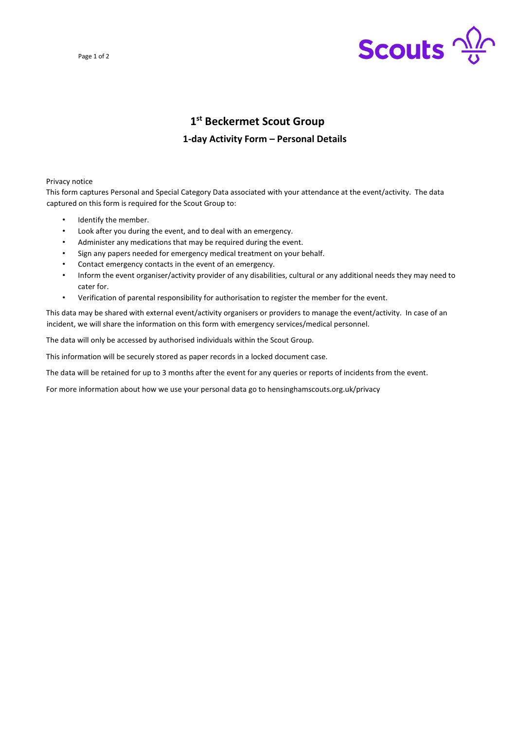# 1st Beckermet Scout Group

## 1-day Activity Form – Personal Details

Privacy notice

This form captures Personal and Special Category Data associated with your attendance at the event/activity. The data captured on this form is required for the Scout Group to:

- Identify the member.
- Look after you during the event, and to deal with an emergency.
- Administer any medications that may be required during the event.
- Sign any papers needed for emergency medical treatment on your behalf.
- Contact emergency contacts in the event of an emergency.
- Inform the event organiser/activity provider of any disabilities, cultural or any additional needs they may need to cater for.
- Verification of parental responsibility for authorisation to register the member for the event.

This data may be shared with external event/activity organisers or providers to manage the event/activity. In case of an incident, we will share the information on this form with emergency services/medical personnel.

The data will only be accessed by authorised individuals within the Scout Group.

This information will be securely stored as paper records in a locked document case.

The data will be retained for up to 3 months after the event for any queries or reports of incidents from the event.

For more information about how we use your personal data go to hensinghamscouts.org.uk/privacy